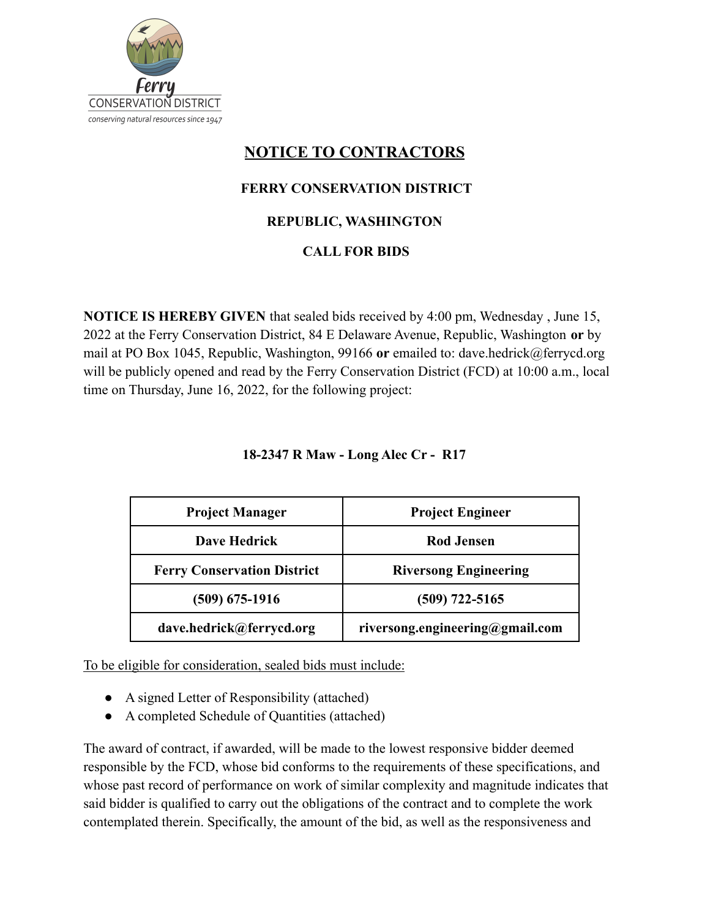Ferry CONSERVATION DISTRICT
*conserving natural resources since 1947*

# NOTICE TO CONTRACTORS

## FERRY CONSERVATION DISTRICT

## REPUBLIC, WASHINGTON

## CALL FOR BIDS

**NOTICE IS HEREBY GIVEN** that sealed bids received by 4:00 pm, Wednesday , June 15, 2022 at the Ferry Conservation District, 84 E Delaware Avenue, Republic, Washington **or** by mail at PO Box 1045, Republic, Washington, 99166 **or** emailed to: dave.hedrick@ferrycd.org will be publicly opened and read by the Ferry Conservation District (FCD) at 10:00 a.m., local time on Thursday, June 16, 2022, for the following project:

**18-2347 R Maw - Long Alec Cr - R17**

| Project Manager | Project Engineer |
| --- | --- |
| Dave Hedrick | Rod Jensen |
| Ferry Conservation District | Riversong Engineering |
| (509) 675-1916 | (509) 722-5165 |
| dave.hedrick@ferrycd.org | riversong.engineering@gmail.com |

<u>To be eligible for consideration, sealed bids must include:</u>

- A signed Letter of Responsibility (attached)
- A completed Schedule of Quantities (attached)

The award of contract, if awarded, will be made to the lowest responsive bidder deemed responsible by the FCD, whose bid conforms to the requirements of these specifications, and whose past record of performance on work of similar complexity and magnitude indicates that said bidder is qualified to carry out the obligations of the contract and to complete the work contemplated therein. Specifically, the amount of the bid, as well as the responsiveness and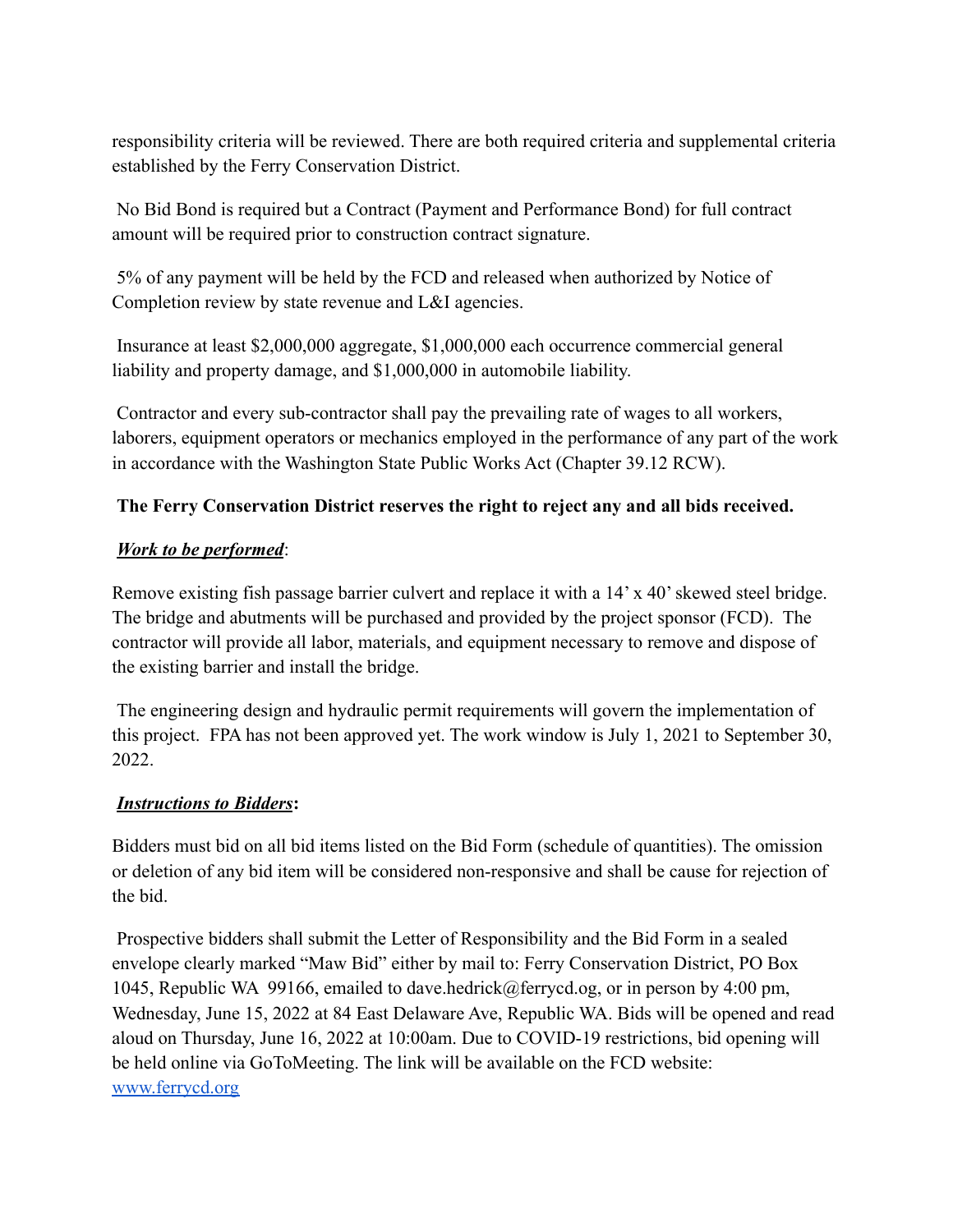responsibility criteria will be reviewed. There are both required criteria and supplemental criteria established by the Ferry Conservation District.

No Bid Bond is required but a Contract (Payment and Performance Bond) for full contract amount will be required prior to construction contract signature.

5% of any payment will be held by the FCD and released when authorized by Notice of Completion review by state revenue and L&I agencies.

Insurance at least $2,000,000 aggregate, $1,000,000 each occurrence commercial general liability and property damage, and $1,000,000 in automobile liability.

Contractor and every sub-contractor shall pay the prevailing rate of wages to all workers, laborers, equipment operators or mechanics employed in the performance of any part of the work in accordance with the Washington State Public Works Act (Chapter 39.12 RCW).

**The Ferry Conservation District reserves the right to reject any and all bids received.**

***Work to be performed***:

Remove existing fish passage barrier culvert and replace it with a 14' x 40' skewed steel bridge. The bridge and abutments will be purchased and provided by the project sponsor (FCD). The contractor will provide all labor, materials, and equipment necessary to remove and dispose of the existing barrier and install the bridge.

The engineering design and hydraulic permit requirements will govern the implementation of this project. FPA has not been approved yet. The work window is July 1, 2021 to September 30, 2022.

***Instructions to Bidders*****:**

Bidders must bid on all bid items listed on the Bid Form (schedule of quantities). The omission or deletion of any bid item will be considered non-responsive and shall be cause for rejection of the bid.

Prospective bidders shall submit the Letter of Responsibility and the Bid Form in a sealed envelope clearly marked "Maw Bid" either by mail to: Ferry Conservation District, PO Box 1045, Republic WA 99166, emailed to dave.hedrick@ferrycd.og, or in person by 4:00 pm, Wednesday, June 15, 2022 at 84 East Delaware Ave, Republic WA. Bids will be opened and read aloud on Thursday, June 16, 2022 at 10:00am. Due to COVID-19 restrictions, bid opening will be held online via GoToMeeting. The link will be available on the FCD website: [www.ferrycd.org](www.ferrycd.org)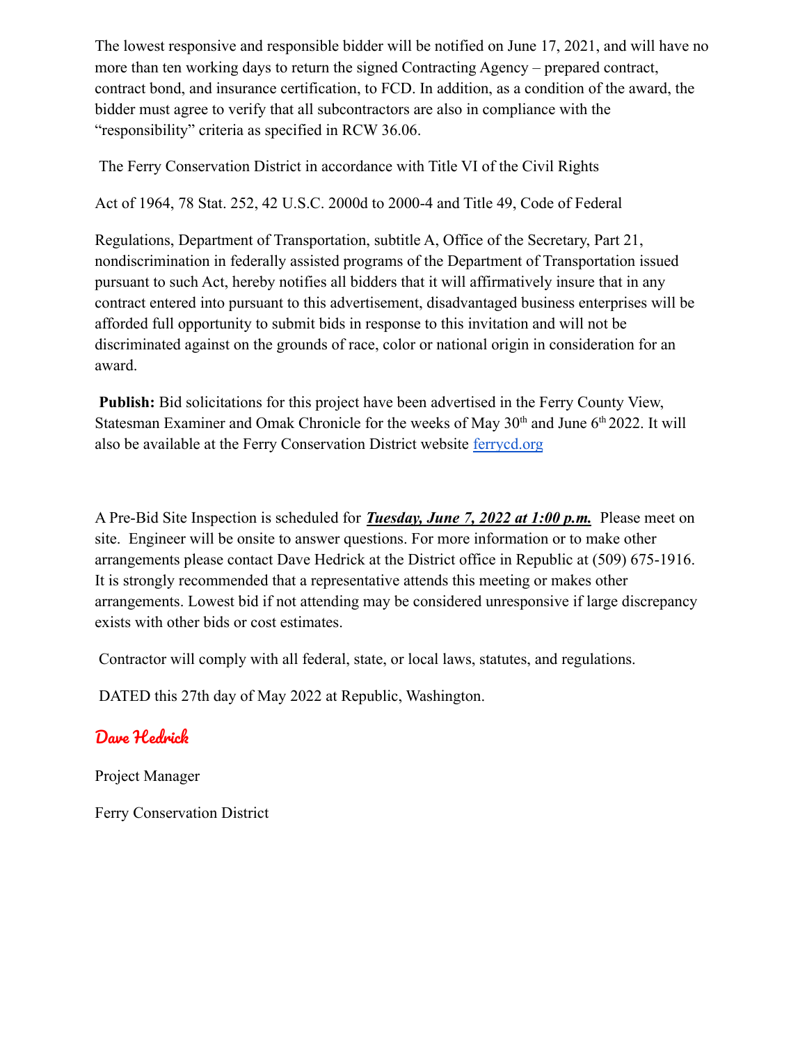The lowest responsive and responsible bidder will be notified on June 17, 2021, and will have no more than ten working days to return the signed Contracting Agency – prepared contract, contract bond, and insurance certification, to FCD. In addition, as a condition of the award, the bidder must agree to verify that all subcontractors are also in compliance with the "responsibility" criteria as specified in RCW 36.06.

The Ferry Conservation District in accordance with Title VI of the Civil Rights

Act of 1964, 78 Stat. 252, 42 U.S.C. 2000d to 2000-4 and Title 49, Code of Federal

Regulations, Department of Transportation, subtitle A, Office of the Secretary, Part 21, nondiscrimination in federally assisted programs of the Department of Transportation issued pursuant to such Act, hereby notifies all bidders that it will affirmatively insure that in any contract entered into pursuant to this advertisement, disadvantaged business enterprises will be afforded full opportunity to submit bids in response to this invitation and will not be discriminated against on the grounds of race, color or national origin in consideration for an award.

**Publish:** Bid solicitations for this project have been advertised in the Ferry County View, Statesman Examiner and Omak Chronicle for the weeks of May 30th and June 6th 2022. It will also be available at the Ferry Conservation District website [ferrycd.org](ferrycd.org)

A Pre-Bid Site Inspection is scheduled for ***Tuesday, June 7, 2022 at 1:00 p.m.*** Please meet on site. Engineer will be onsite to answer questions. For more information or to make other arrangements please contact Dave Hedrick at the District office in Republic at (509) 675-1916. It is strongly recommended that a representative attends this meeting or makes other arrangements. Lowest bid if not attending may be considered unresponsive if large discrepancy exists with other bids or cost estimates.

Contractor will comply with all federal, state, or local laws, statutes, and regulations.

DATED this 27th day of May 2022 at Republic, Washington.

Dave Hedrick

Project Manager

Ferry Conservation District